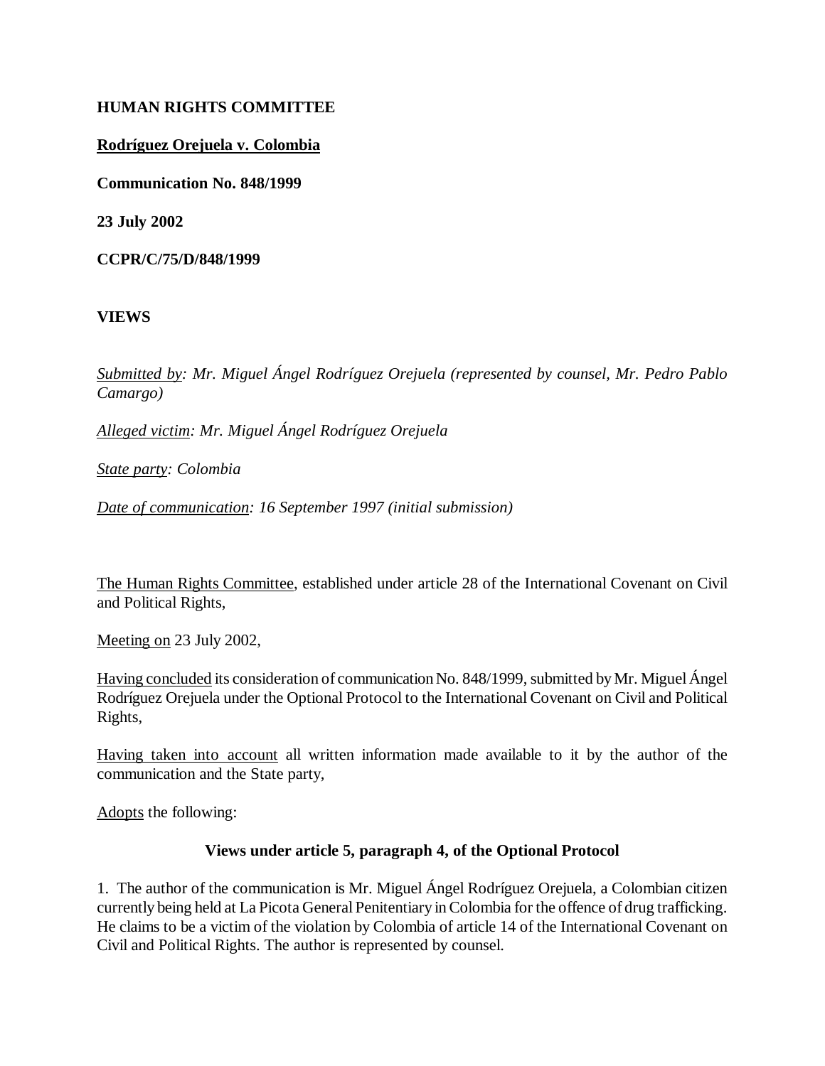**HUMAN RIGHTS COMMITTEE**

**<u>Rodríguez Orejuela v. Colombia</u>**

**Communication No. 848/1999**

**23 July 2002**

**CCPR/C/75/D/848/1999**

**VIEWS**

*<u>Submitted by</u>: Mr. Miguel Ángel Rodríguez Orejuela (represented by counsel, Mr. Pedro Pablo Camargo)*

*<u>Alleged victim</u>: Mr. Miguel Ángel Rodríguez Orejuela*

*<u>State party</u>: Colombia*

*<u>Date of communication</u>: 16 September 1997 (initial submission)*

<u>The Human Rights Committee</u>, established under article 28 of the International Covenant on Civil and Political Rights,

<u>Meeting on</u> 23 July 2002,

<u>Having concluded</u> its consideration of communication No. 848/1999, submitted by Mr. Miguel Ángel Rodríguez Orejuela under the Optional Protocol to the International Covenant on Civil and Political Rights,

<u>Having taken into account</u> all written information made available to it by the author of the communication and the State party,

<u>Adopts</u> the following:

**Views under article 5, paragraph 4, of the Optional Protocol**

1. The author of the communication is Mr. Miguel Ángel Rodríguez Orejuela, a Colombian citizen currently being held at La Picota General Penitentiary in Colombia for the offence of drug trafficking. He claims to be a victim of the violation by Colombia of article 14 of the International Covenant on Civil and Political Rights. The author is represented by counsel.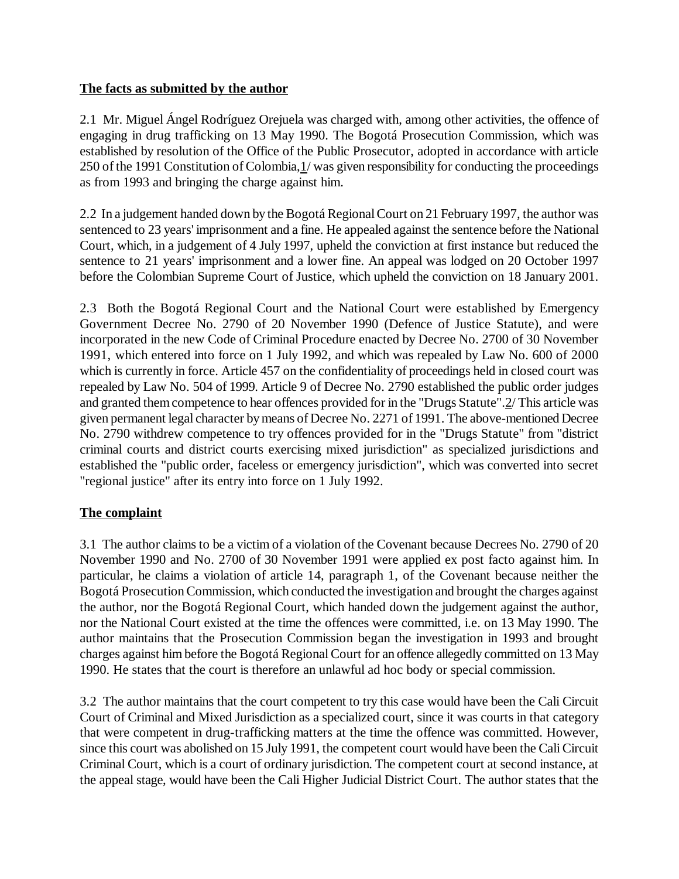**The facts as submitted by the author**

2.1 Mr. Miguel Ángel Rodríguez Orejuela was charged with, among other activities, the offence of engaging in drug trafficking on 13 May 1990. The Bogotá Prosecution Commission, which was established by resolution of the Office of the Public Prosecutor, adopted in accordance with article 250 of the 1991 Constitution of Colombia,1/ was given responsibility for conducting the proceedings as from 1993 and bringing the charge against him.

2.2 In a judgement handed down by the Bogotá Regional Court on 21 February 1997, the author was sentenced to 23 years' imprisonment and a fine. He appealed against the sentence before the National Court, which, in a judgement of 4 July 1997, upheld the conviction at first instance but reduced the sentence to 21 years' imprisonment and a lower fine. An appeal was lodged on 20 October 1997 before the Colombian Supreme Court of Justice, which upheld the conviction on 18 January 2001.

2.3 Both the Bogotá Regional Court and the National Court were established by Emergency Government Decree No. 2790 of 20 November 1990 (Defence of Justice Statute), and were incorporated in the new Code of Criminal Procedure enacted by Decree No. 2700 of 30 November 1991, which entered into force on 1 July 1992, and which was repealed by Law No. 600 of 2000 which is currently in force. Article 457 on the confidentiality of proceedings held in closed court was repealed by Law No. 504 of 1999. Article 9 of Decree No. 2790 established the public order judges and granted them competence to hear offences provided for in the "Drugs Statute".2/ This article was given permanent legal character by means of Decree No. 2271 of 1991. The above-mentioned Decree No. 2790 withdrew competence to try offences provided for in the "Drugs Statute" from "district criminal courts and district courts exercising mixed jurisdiction" as specialized jurisdictions and established the "public order, faceless or emergency jurisdiction", which was converted into secret "regional justice" after its entry into force on 1 July 1992.

**The complaint**

3.1 The author claims to be a victim of a violation of the Covenant because Decrees No. 2790 of 20 November 1990 and No. 2700 of 30 November 1991 were applied ex post facto against him. In particular, he claims a violation of article 14, paragraph 1, of the Covenant because neither the Bogotá Prosecution Commission, which conducted the investigation and brought the charges against the author, nor the Bogotá Regional Court, which handed down the judgement against the author, nor the National Court existed at the time the offences were committed, i.e. on 13 May 1990. The author maintains that the Prosecution Commission began the investigation in 1993 and brought charges against him before the Bogotá Regional Court for an offence allegedly committed on 13 May 1990. He states that the court is therefore an unlawful ad hoc body or special commission.

3.2 The author maintains that the court competent to try this case would have been the Cali Circuit Court of Criminal and Mixed Jurisdiction as a specialized court, since it was courts in that category that were competent in drug-trafficking matters at the time the offence was committed. However, since this court was abolished on 15 July 1991, the competent court would have been the Cali Circuit Criminal Court, which is a court of ordinary jurisdiction. The competent court at second instance, at the appeal stage, would have been the Cali Higher Judicial District Court. The author states that the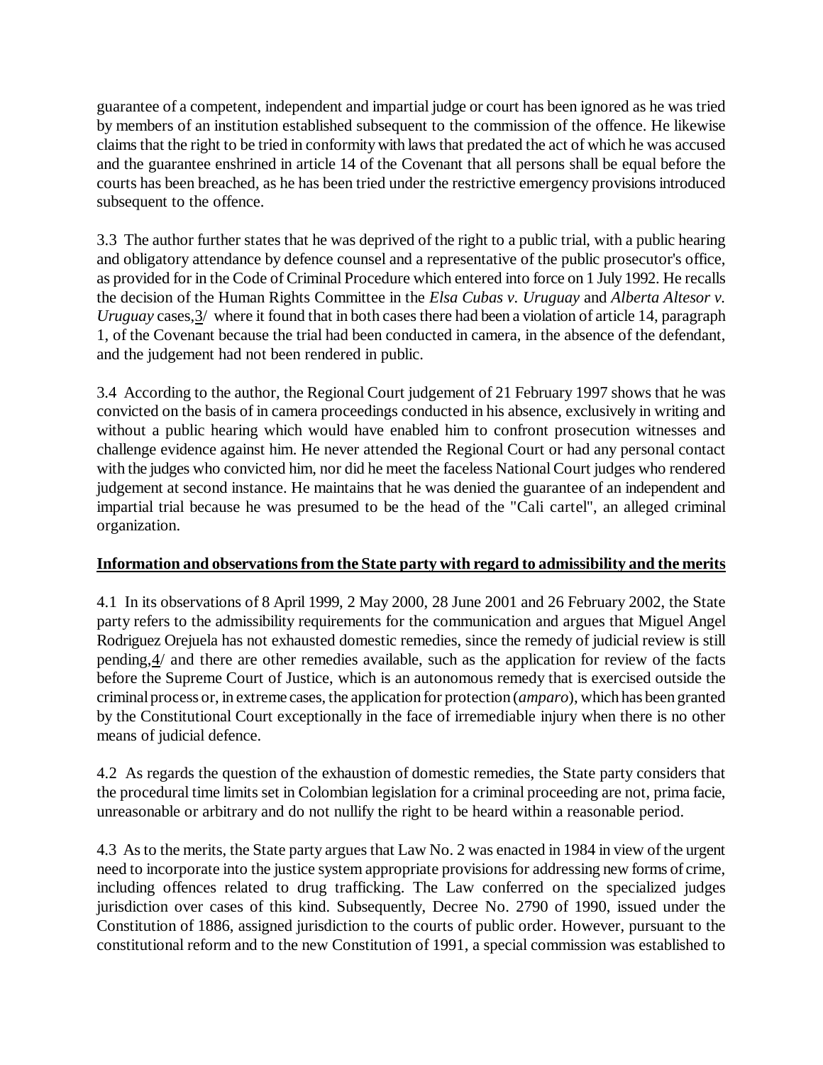guarantee of a competent, independent and impartial judge or court has been ignored as he was tried by members of an institution established subsequent to the commission of the offence. He likewise claims that the right to be tried in conformity with laws that predated the act of which he was accused and the guarantee enshrined in article 14 of the Covenant that all persons shall be equal before the courts has been breached, as he has been tried under the restrictive emergency provisions introduced subsequent to the offence.

3.3 The author further states that he was deprived of the right to a public trial, with a public hearing and obligatory attendance by defence counsel and a representative of the public prosecutor's office, as provided for in the Code of Criminal Procedure which entered into force on 1 July 1992. He recalls the decision of the Human Rights Committee in the *Elsa Cubas v. Uruguay* and *Alberta Altesor v. Uruguay* cases,3/ where it found that in both cases there had been a violation of article 14, paragraph 1, of the Covenant because the trial had been conducted in camera, in the absence of the defendant, and the judgement had not been rendered in public.

3.4 According to the author, the Regional Court judgement of 21 February 1997 shows that he was convicted on the basis of in camera proceedings conducted in his absence, exclusively in writing and without a public hearing which would have enabled him to confront prosecution witnesses and challenge evidence against him. He never attended the Regional Court or had any personal contact with the judges who convicted him, nor did he meet the faceless National Court judges who rendered judgement at second instance. He maintains that he was denied the guarantee of an independent and impartial trial because he was presumed to be the head of the "Cali cartel", an alleged criminal organization.

**Information and observations from the State party with regard to admissibility and the merits**

4.1 In its observations of 8 April 1999, 2 May 2000, 28 June 2001 and 26 February 2002, the State party refers to the admissibility requirements for the communication and argues that Miguel Angel Rodriguez Orejuela has not exhausted domestic remedies, since the remedy of judicial review is still pending,4/ and there are other remedies available, such as the application for review of the facts before the Supreme Court of Justice, which is an autonomous remedy that is exercised outside the criminal process or, in extreme cases, the application for protection (*amparo*), which has been granted by the Constitutional Court exceptionally in the face of irremediable injury when there is no other means of judicial defence.

4.2 As regards the question of the exhaustion of domestic remedies, the State party considers that the procedural time limits set in Colombian legislation for a criminal proceeding are not, prima facie, unreasonable or arbitrary and do not nullify the right to be heard within a reasonable period.

4.3 As to the merits, the State party argues that Law No. 2 was enacted in 1984 in view of the urgent need to incorporate into the justice system appropriate provisions for addressing new forms of crime, including offences related to drug trafficking. The Law conferred on the specialized judges jurisdiction over cases of this kind. Subsequently, Decree No. 2790 of 1990, issued under the Constitution of 1886, assigned jurisdiction to the courts of public order. However, pursuant to the constitutional reform and to the new Constitution of 1991, a special commission was established to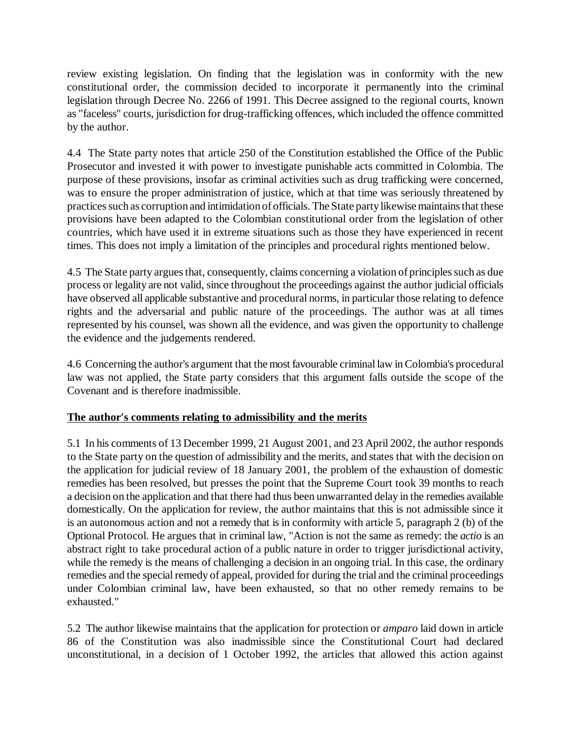review existing legislation. On finding that the legislation was in conformity with the new constitutional order, the commission decided to incorporate it permanently into the criminal legislation through Decree No. 2266 of 1991. This Decree assigned to the regional courts, known as "faceless" courts, jurisdiction for drug-trafficking offences, which included the offence committed by the author.

4.4 The State party notes that article 250 of the Constitution established the Office of the Public Prosecutor and invested it with power to investigate punishable acts committed in Colombia. The purpose of these provisions, insofar as criminal activities such as drug trafficking were concerned, was to ensure the proper administration of justice, which at that time was seriously threatened by practices such as corruption and intimidation of officials. The State party likewise maintains that these provisions have been adapted to the Colombian constitutional order from the legislation of other countries, which have used it in extreme situations such as those they have experienced in recent times. This does not imply a limitation of the principles and procedural rights mentioned below.

4.5 The State party argues that, consequently, claims concerning a violation of principles such as due process or legality are not valid, since throughout the proceedings against the author judicial officials have observed all applicable substantive and procedural norms, in particular those relating to defence rights and the adversarial and public nature of the proceedings. The author was at all times represented by his counsel, was shown all the evidence, and was given the opportunity to challenge the evidence and the judgements rendered.

4.6 Concerning the author's argument that the most favourable criminal law in Colombia's procedural law was not applied, the State party considers that this argument falls outside the scope of the Covenant and is therefore inadmissible.

**The author's comments relating to admissibility and the merits**

5.1 In his comments of 13 December 1999, 21 August 2001, and 23 April 2002, the author responds to the State party on the question of admissibility and the merits, and states that with the decision on the application for judicial review of 18 January 2001, the problem of the exhaustion of domestic remedies has been resolved, but presses the point that the Supreme Court took 39 months to reach a decision on the application and that there had thus been unwarranted delay in the remedies available domestically. On the application for review, the author maintains that this is not admissible since it is an autonomous action and not a remedy that is in conformity with article 5, paragraph 2 (b) of the Optional Protocol. He argues that in criminal law, "Action is not the same as remedy: the *actio* is an abstract right to take procedural action of a public nature in order to trigger jurisdictional activity, while the remedy is the means of challenging a decision in an ongoing trial. In this case, the ordinary remedies and the special remedy of appeal, provided for during the trial and the criminal proceedings under Colombian criminal law, have been exhausted, so that no other remedy remains to be exhausted."

5.2 The author likewise maintains that the application for protection or *amparo* laid down in article 86 of the Constitution was also inadmissible since the Constitutional Court had declared unconstitutional, in a decision of 1 October 1992, the articles that allowed this action against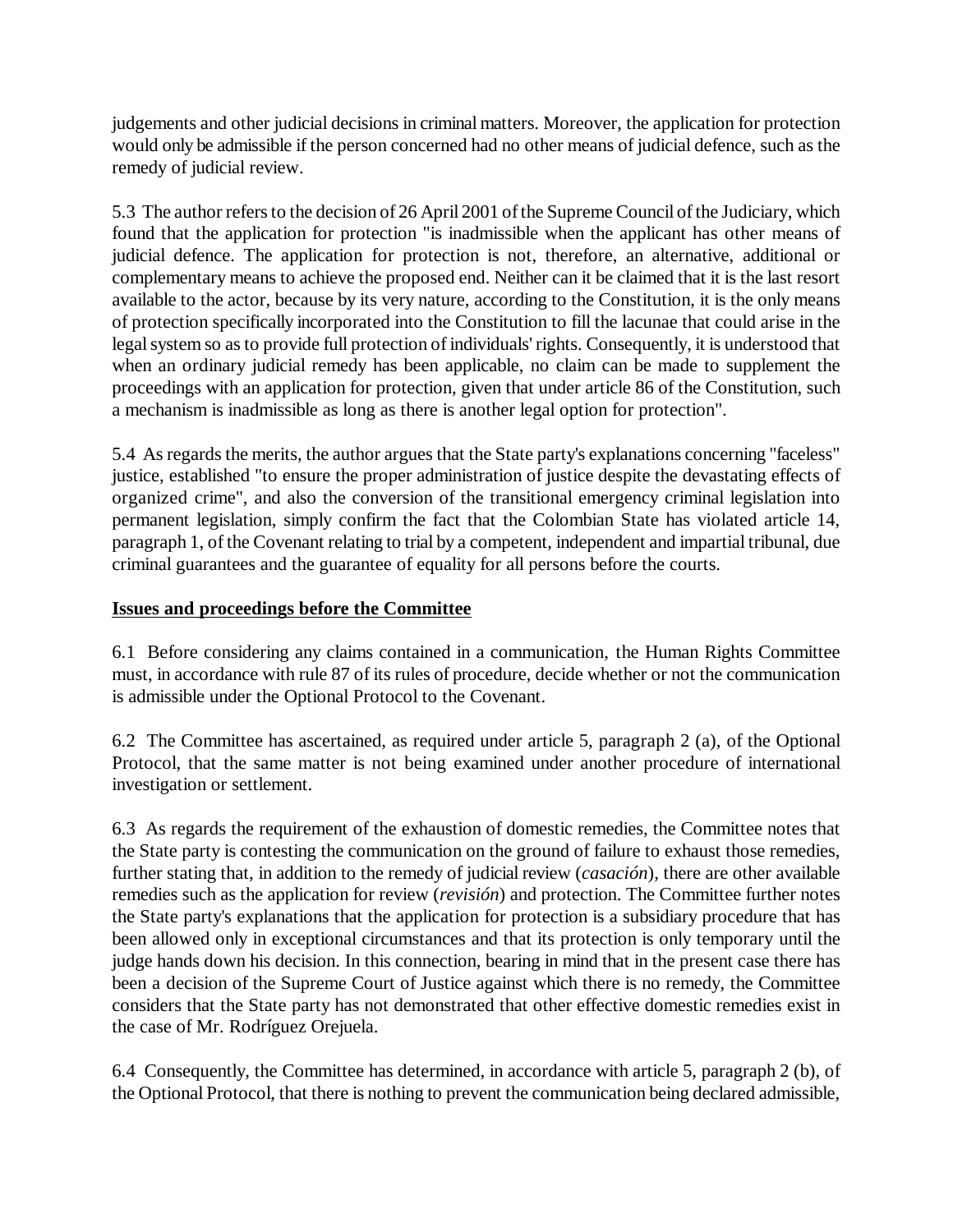judgements and other judicial decisions in criminal matters. Moreover, the application for protection would only be admissible if the person concerned had no other means of judicial defence, such as the remedy of judicial review.

5.3 The author refers to the decision of 26 April 2001 of the Supreme Council of the Judiciary, which found that the application for protection "is inadmissible when the applicant has other means of judicial defence. The application for protection is not, therefore, an alternative, additional or complementary means to achieve the proposed end. Neither can it be claimed that it is the last resort available to the actor, because by its very nature, according to the Constitution, it is the only means of protection specifically incorporated into the Constitution to fill the lacunae that could arise in the legal system so as to provide full protection of individuals' rights. Consequently, it is understood that when an ordinary judicial remedy has been applicable, no claim can be made to supplement the proceedings with an application for protection, given that under article 86 of the Constitution, such a mechanism is inadmissible as long as there is another legal option for protection".

5.4 As regards the merits, the author argues that the State party's explanations concerning "faceless" justice, established "to ensure the proper administration of justice despite the devastating effects of organized crime", and also the conversion of the transitional emergency criminal legislation into permanent legislation, simply confirm the fact that the Colombian State has violated article 14, paragraph 1, of the Covenant relating to trial by a competent, independent and impartial tribunal, due criminal guarantees and the guarantee of equality for all persons before the courts.

## Issues and proceedings before the Committee

6.1 Before considering any claims contained in a communication, the Human Rights Committee must, in accordance with rule 87 of its rules of procedure, decide whether or not the communication is admissible under the Optional Protocol to the Covenant.

6.2 The Committee has ascertained, as required under article 5, paragraph 2 (a), of the Optional Protocol, that the same matter is not being examined under another procedure of international investigation or settlement.

6.3 As regards the requirement of the exhaustion of domestic remedies, the Committee notes that the State party is contesting the communication on the ground of failure to exhaust those remedies, further stating that, in addition to the remedy of judicial review (*casación*), there are other available remedies such as the application for review (*revisión*) and protection. The Committee further notes the State party's explanations that the application for protection is a subsidiary procedure that has been allowed only in exceptional circumstances and that its protection is only temporary until the judge hands down his decision. In this connection, bearing in mind that in the present case there has been a decision of the Supreme Court of Justice against which there is no remedy, the Committee considers that the State party has not demonstrated that other effective domestic remedies exist in the case of Mr. Rodríguez Orejuela.

6.4 Consequently, the Committee has determined, in accordance with article 5, paragraph 2 (b), of the Optional Protocol, that there is nothing to prevent the communication being declared admissible,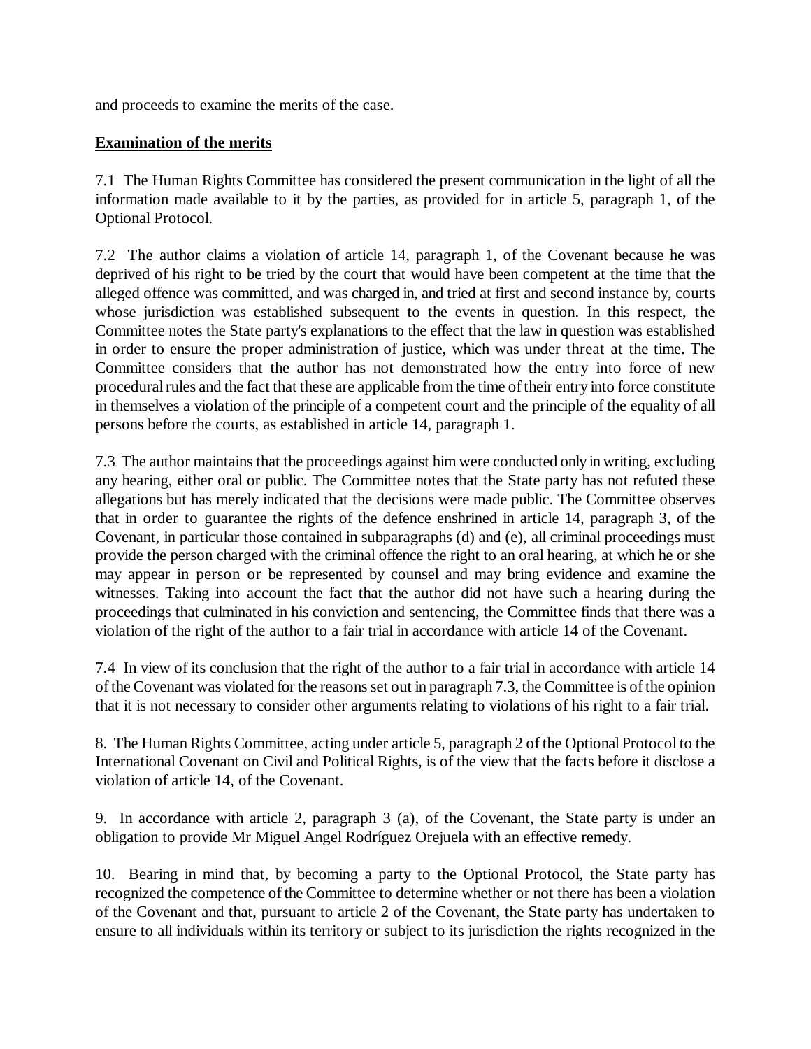and proceeds to examine the merits of the case.

**Examination of the merits**

7.1 The Human Rights Committee has considered the present communication in the light of all the information made available to it by the parties, as provided for in article 5, paragraph 1, of the Optional Protocol.

7.2 The author claims a violation of article 14, paragraph 1, of the Covenant because he was deprived of his right to be tried by the court that would have been competent at the time that the alleged offence was committed, and was charged in, and tried at first and second instance by, courts whose jurisdiction was established subsequent to the events in question. In this respect, the Committee notes the State party's explanations to the effect that the law in question was established in order to ensure the proper administration of justice, which was under threat at the time. The Committee considers that the author has not demonstrated how the entry into force of new procedural rules and the fact that these are applicable from the time of their entry into force constitute in themselves a violation of the principle of a competent court and the principle of the equality of all persons before the courts, as established in article 14, paragraph 1.

7.3 The author maintains that the proceedings against him were conducted only in writing, excluding any hearing, either oral or public. The Committee notes that the State party has not refuted these allegations but has merely indicated that the decisions were made public. The Committee observes that in order to guarantee the rights of the defence enshrined in article 14, paragraph 3, of the Covenant, in particular those contained in subparagraphs (d) and (e), all criminal proceedings must provide the person charged with the criminal offence the right to an oral hearing, at which he or she may appear in person or be represented by counsel and may bring evidence and examine the witnesses. Taking into account the fact that the author did not have such a hearing during the proceedings that culminated in his conviction and sentencing, the Committee finds that there was a violation of the right of the author to a fair trial in accordance with article 14 of the Covenant.

7.4 In view of its conclusion that the right of the author to a fair trial in accordance with article 14 of the Covenant was violated for the reasons set out in paragraph 7.3, the Committee is of the opinion that it is not necessary to consider other arguments relating to violations of his right to a fair trial.

8. The Human Rights Committee, acting under article 5, paragraph 2 of the Optional Protocol to the International Covenant on Civil and Political Rights, is of the view that the facts before it disclose a violation of article 14, of the Covenant.

9. In accordance with article 2, paragraph 3 (a), of the Covenant, the State party is under an obligation to provide Mr Miguel Angel Rodríguez Orejuela with an effective remedy.

10. Bearing in mind that, by becoming a party to the Optional Protocol, the State party has recognized the competence of the Committee to determine whether or not there has been a violation of the Covenant and that, pursuant to article 2 of the Covenant, the State party has undertaken to ensure to all individuals within its territory or subject to its jurisdiction the rights recognized in the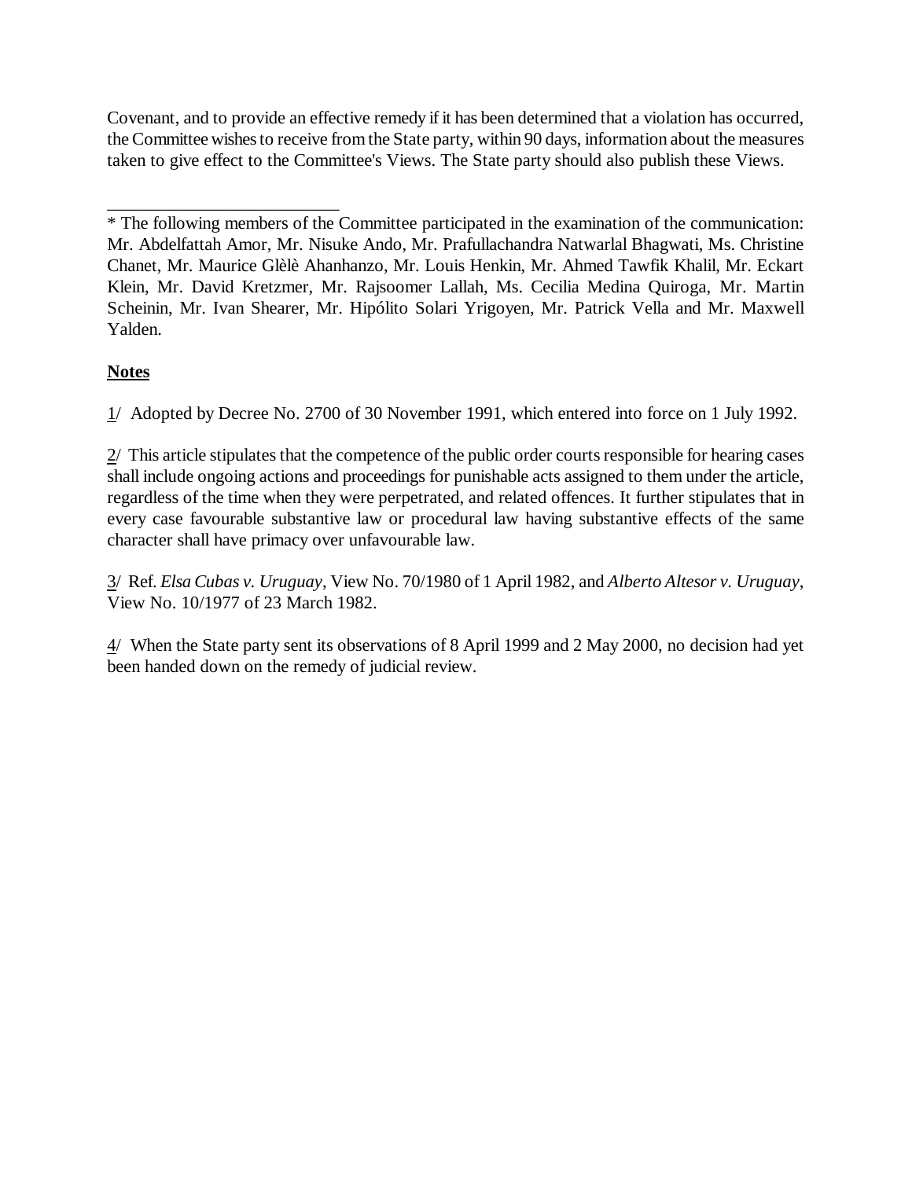Covenant, and to provide an effective remedy if it has been determined that a violation has occurred, the Committee wishes to receive from the State party, within 90 days, information about the measures taken to give effect to the Committee's Views. The State party should also publish these Views.

---

* The following members of the Committee participated in the examination of the communication: Mr. Abdelfattah Amor, Mr. Nisuke Ando, Mr. Prafullachandra Natwarlal Bhagwati, Ms. Christine Chanet, Mr. Maurice Glèlè Ahanhanzo, Mr. Louis Henkin, Mr. Ahmed Tawfik Khalil, Mr. Eckart Klein, Mr. David Kretzmer, Mr. Rajsoomer Lallah, Ms. Cecilia Medina Quiroga, Mr. Martin Scheinin, Mr. Ivan Shearer, Mr. Hipólito Solari Yrigoyen, Mr. Patrick Vella and Mr. Maxwell Yalden.

**Notes**

1/ Adopted by Decree No. 2700 of 30 November 1991, which entered into force on 1 July 1992.

2/ This article stipulates that the competence of the public order courts responsible for hearing cases shall include ongoing actions and proceedings for punishable acts assigned to them under the article, regardless of the time when they were perpetrated, and related offences. It further stipulates that in every case favourable substantive law or procedural law having substantive effects of the same character shall have primacy over unfavourable law.

3/ Ref. *Elsa Cubas v. Uruguay*, View No. 70/1980 of 1 April 1982, and *Alberto Altesor v. Uruguay*, View No. 10/1977 of 23 March 1982.

4/ When the State party sent its observations of 8 April 1999 and 2 May 2000, no decision had yet been handed down on the remedy of judicial review.